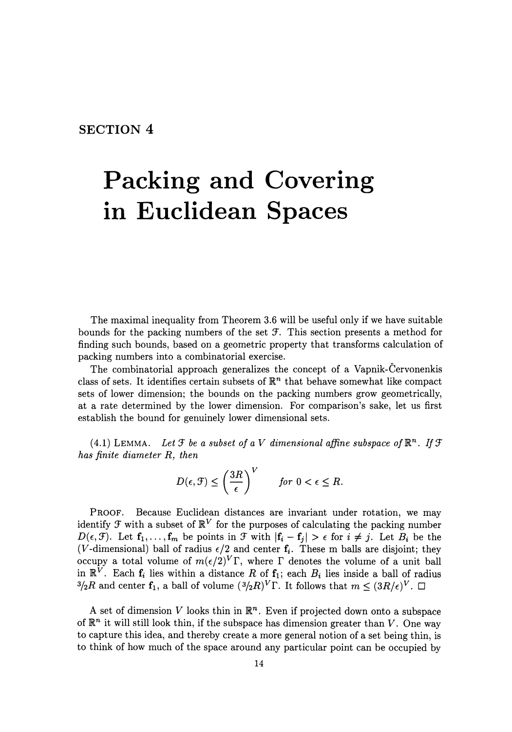# SECTION 4

# Packing and Covering in Euclidean Spaces

The maximal inequality from Theorem 3.6 will be useful only if we have suitable bounds for the packing numbers of the set $\mathcal{F}$. This section presents a method for finding such bounds, based on a geometric property that transforms calculation of packing numbers into a combinatorial exercise.

The combinatorial approach generalizes the concept of a Vapnik-Červonenkis class of sets. It identifies certain subsets of $\mathbb{R}^n$ that behave somewhat like compact sets of lower dimension; the bounds on the packing numbers grow geometrically, at a rate determined by the lower dimension. For comparison's sake, let us first establish the bound for genuinely lower dimensional sets.

(4.1) LEMMA. *Let $\mathcal{F}$ be a subset of a $V$ dimensional affine subspace of $\mathbb{R}^n$. If $\mathcal{F}$ has finite diameter $R$, then*

$$D(\epsilon, \mathcal{F}) \leq \left(\frac{3R}{\epsilon}\right)^V \qquad \text{for } 0 < \epsilon \leq R.$$

PROOF. Because Euclidean distances are invariant under rotation, we may identify $\mathcal{F}$ with a subset of $\mathbb{R}^V$ for the purposes of calculating the packing number $D(\epsilon, \mathcal{F})$. Let $\mathbf{f}_1, \ldots, \mathbf{f}_m$ be points in $\mathcal{F}$ with $|\mathbf{f}_i - \mathbf{f}_j| > \epsilon$ for $i \neq j$. Let $B_i$ be the ($V$-dimensional) ball of radius $\epsilon/2$ and center $\mathbf{f}_i$. These m balls are disjoint; they occupy a total volume of $m(\epsilon/2)^V\Gamma$, where $\Gamma$ denotes the volume of a unit ball in $\mathbb{R}^V$. Each $\mathbf{f}_i$ lies within a distance $R$ of $\mathbf{f}_1$; each $B_i$ lies inside a ball of radius $3/2 R$ and center $\mathbf{f}_1$, a ball of volume $(3/2 R)^V\Gamma$. It follows that $m \leq (3R/\epsilon)^V$. □

A set of dimension $V$ looks thin in $\mathbb{R}^n$. Even if projected down onto a subspace of $\mathbb{R}^n$ it will still look thin, if the subspace has dimension greater than $V$. One way to capture this idea, and thereby create a more general notion of a set being thin, is to think of how much of the space around any particular point can be occupied by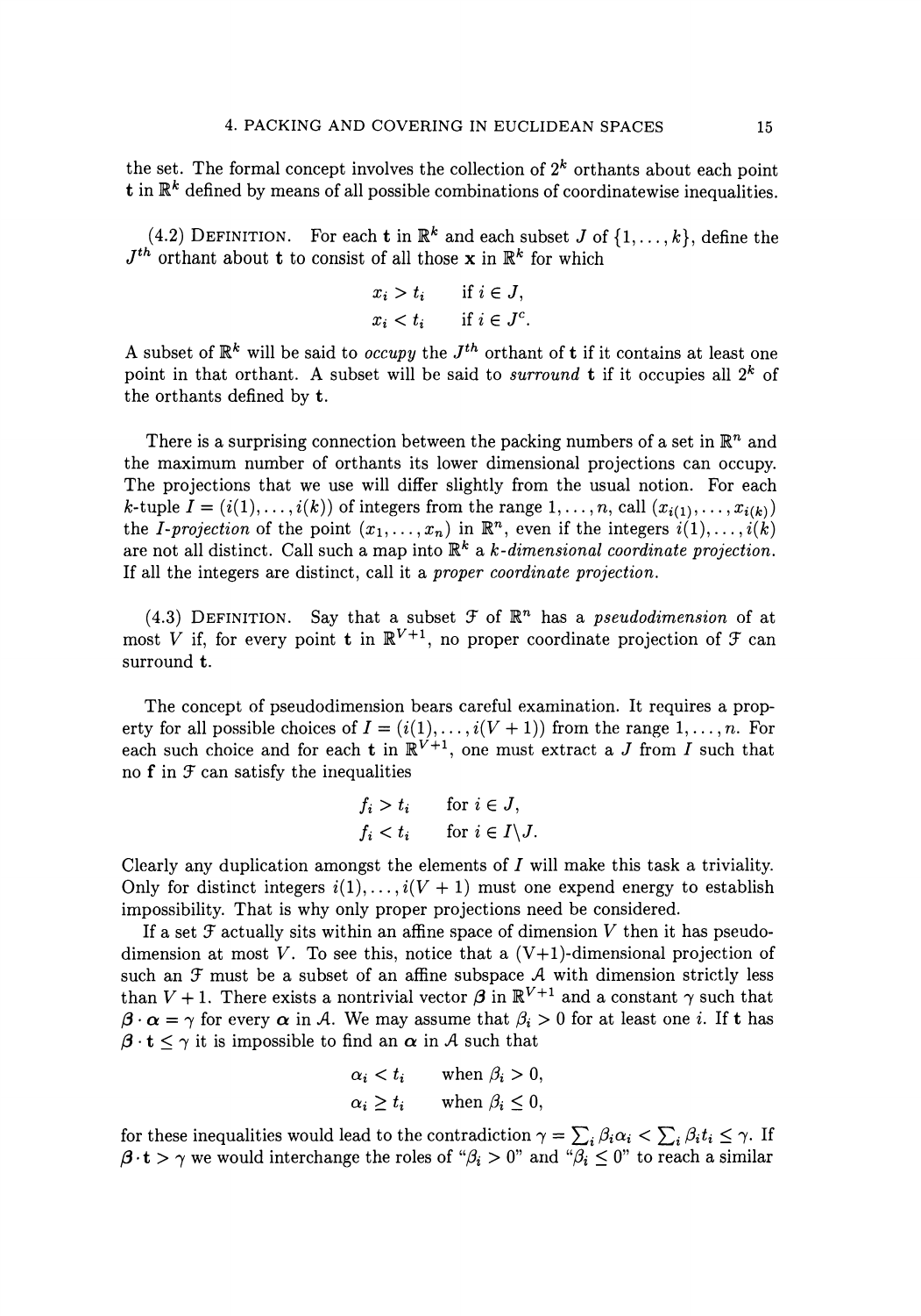the set. The formal concept involves the collection of $2^k$ orthants about each point $\mathbf{t}$ in $\mathbb{R}^k$ defined by means of all possible combinations of coordinatewise inequalities.

(4.2) DEFINITION. For each $\mathbf{t}$ in $\mathbb{R}^k$ and each subset $J$ of $\{1, \ldots, k\}$, define the $J^{th}$ orthant about $\mathbf{t}$ to consist of all those $\mathbf{x}$ in $\mathbb{R}^k$ for which

$$\begin{aligned} x_i &> t_i \quad \text{if } i \in J, \\ x_i &< t_i \quad \text{if } i \in J^c. \end{aligned}$$

A subset of $\mathbb{R}^k$ will be said to *occupy* the $J^{th}$ orthant of $\mathbf{t}$ if it contains at least one point in that orthant. A subset will be said to *surround* $\mathbf{t}$ if it occupies all $2^k$ of the orthants defined by $\mathbf{t}$.

There is a surprising connection between the packing numbers of a set in $\mathbb{R}^n$ and the maximum number of orthants its lower dimensional projections can occupy. The projections that we use will differ slightly from the usual notion. For each $k$-tuple $I = (i(1), \ldots, i(k))$ of integers from the range $1, \ldots, n$, call $(x_{i(1)}, \ldots, x_{i(k)})$ the *I-projection* of the point $(x_1, \ldots, x_n)$ in $\mathbb{R}^n$, even if the integers $i(1), \ldots, i(k)$ are not all distinct. Call such a map into $\mathbb{R}^k$ a *k-dimensional coordinate projection*. If all the integers are distinct, call it a *proper coordinate projection*.

(4.3) DEFINITION. Say that a subset $\mathcal{F}$ of $\mathbb{R}^n$ has a *pseudodimension* of at most $V$ if, for every point $\mathbf{t}$ in $\mathbb{R}^{V+1}$, no proper coordinate projection of $\mathcal{F}$ can surround $\mathbf{t}$.

The concept of pseudodimension bears careful examination. It requires a property for all possible choices of $I = (i(1), \ldots, i(V+1))$ from the range $1, \ldots, n$. For each such choice and for each $\mathbf{t}$ in $\mathbb{R}^{V+1}$, one must extract a $J$ from $I$ such that no $\mathbf{f}$ in $\mathcal{F}$ can satisfy the inequalities

$$\begin{aligned} f_i &> t_i \quad \text{for } i \in J, \\ f_i &< t_i \quad \text{for } i \in I \backslash J. \end{aligned}$$

Clearly any duplication amongst the elements of $I$ will make this task a triviality. Only for distinct integers $i(1), \ldots, i(V+1)$ must one expend energy to establish impossibility. That is why only proper projections need be considered.

If a set $\mathcal{F}$ actually sits within an affine space of dimension $V$ then it has pseudodimension at most $V$. To see this, notice that a (V+1)-dimensional projection of such an $\mathcal{F}$ must be a subset of an affine subspace $\mathcal{A}$ with dimension strictly less than $V+1$. There exists a nontrivial vector $\boldsymbol{\beta}$ in $\mathbb{R}^{V+1}$ and a constant $\gamma$ such that $\boldsymbol{\beta} \cdot \boldsymbol{\alpha} = \gamma$ for every $\boldsymbol{\alpha}$ in $\mathcal{A}$. We may assume that $\beta_i > 0$ for at least one $i$. If $\mathbf{t}$ has $\boldsymbol{\beta} \cdot \mathbf{t} \leq \gamma$ it is impossible to find an $\boldsymbol{\alpha}$ in $\mathcal{A}$ such that

$$\begin{aligned} \alpha_i &< t_i \quad \text{when } \beta_i > 0, \\ \alpha_i &\geq t_i \quad \text{when } \beta_i \leq 0, \end{aligned}$$

for these inequalities would lead to the contradiction $\gamma = \sum_i \beta_i \alpha_i < \sum_i \beta_i t_i \leq \gamma$. If $\boldsymbol{\beta} \cdot \mathbf{t} > \gamma$ we would interchange the roles of "$\beta_i > 0$" and "$\beta_i \leq 0$" to reach a similar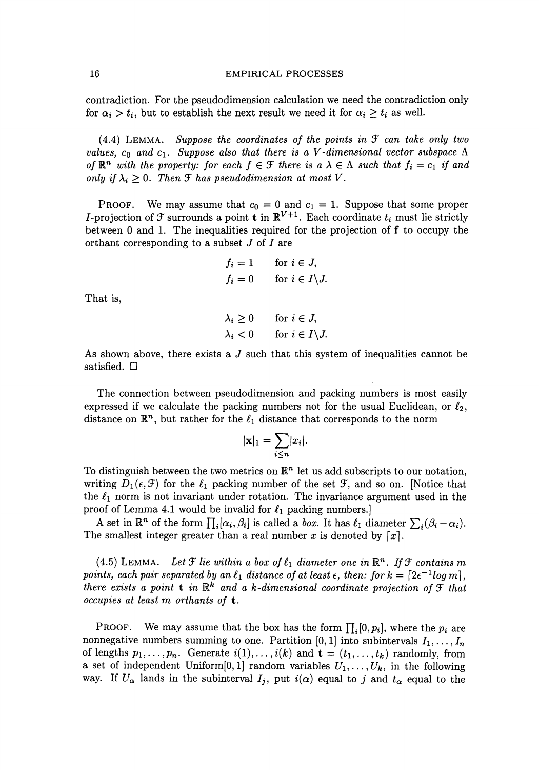contradiction. For the pseudodimension calculation we need the contradiction only for $\alpha_i > t_i$, but to establish the next result we need it for $\alpha_i \geq t_i$ as well.

(4.4) LEMMA. *Suppose the coordinates of the points in $\mathcal{F}$ can take only two values, $c_0$ and $c_1$. Suppose also that there is a $V$-dimensional vector subspace $\Lambda$ of $\mathbb{R}^n$ with the property: for each $f \in \mathcal{F}$ there is a $\lambda \in \Lambda$ such that $f_i = c_1$ if and only if $\lambda_i \geq 0$. Then $\mathcal{F}$ has pseudodimension at most $V$.*

PROOF. We may assume that $c_0 = 0$ and $c_1 = 1$. Suppose that some proper $I$-projection of $\mathcal{F}$ surrounds a point $\mathbf{t}$ in $\mathbb{R}^{V+1}$. Each coordinate $t_i$ must lie strictly between 0 and 1. The inequalities required for the projection of $\mathbf{f}$ to occupy the orthant corresponding to a subset $J$ of $I$ are

$$
\begin{aligned}
f_i &= 1 \qquad \text{for } i \in J, \\
f_i &= 0 \qquad \text{for } i \in I \backslash J.
\end{aligned}
$$

That is,

$$
\begin{aligned}
\lambda_i &\geq 0 \qquad \text{for } i \in J, \\
\lambda_i &< 0 \qquad \text{for } i \in I \backslash J.
\end{aligned}
$$

As shown above, there exists a $J$ such that this system of inequalities cannot be satisfied. □

The connection between pseudodimension and packing numbers is most easily expressed if we calculate the packing numbers not for the usual Euclidean, or $\ell_2$, distance on $\mathbb{R}^n$, but rather for the $\ell_1$ distance that corresponds to the norm

$$
|\mathbf{x}|_1 = \sum_{i \leq n} |x_i|.
$$

To distinguish between the two metrics on $\mathbb{R}^n$ let us add subscripts to our notation, writing $D_1(\epsilon, \mathcal{F})$ for the $\ell_1$ packing number of the set $\mathcal{F}$, and so on. [Notice that the $\ell_1$ norm is not invariant under rotation. The invariance argument used in the proof of Lemma 4.1 would be invalid for $\ell_1$ packing numbers.]

A set in $\mathbb{R}^n$ of the form $\prod_i [\alpha_i, \beta_i]$ is called a *box*. It has $\ell_1$ diameter $\sum_i (\beta_i - \alpha_i)$. The smallest integer greater than a real number $x$ is denoted by $\lceil x \rceil$.

(4.5) LEMMA. *Let $\mathcal{F}$ lie within a box of $\ell_1$ diameter one in $\mathbb{R}^n$. If $\mathcal{F}$ contains $m$ points, each pair separated by an $\ell_1$ distance of at least $\epsilon$, then: for $k = \lceil 2\epsilon^{-1} \log m \rceil$, there exists a point $\mathbf{t}$ in $\mathbb{R}^k$ and a $k$-dimensional coordinate projection of $\mathcal{F}$ that occupies at least $m$ orthants of $\mathbf{t}$.*

PROOF. We may assume that the box has the form $\prod_i [0, p_i]$, where the $p_i$ are nonnegative numbers summing to one. Partition $[0, 1]$ into subintervals $I_1, \ldots, I_n$ of lengths $p_1, \ldots, p_n$. Generate $i(1), \ldots, i(k)$ and $\mathbf{t} = (t_1, \ldots, t_k)$ randomly, from a set of independent Uniform$[0, 1]$ random variables $U_1, \ldots, U_k$, in the following way. If $U_\alpha$ lands in the subinterval $I_j$, put $i(\alpha)$ equal to $j$ and $t_\alpha$ equal to the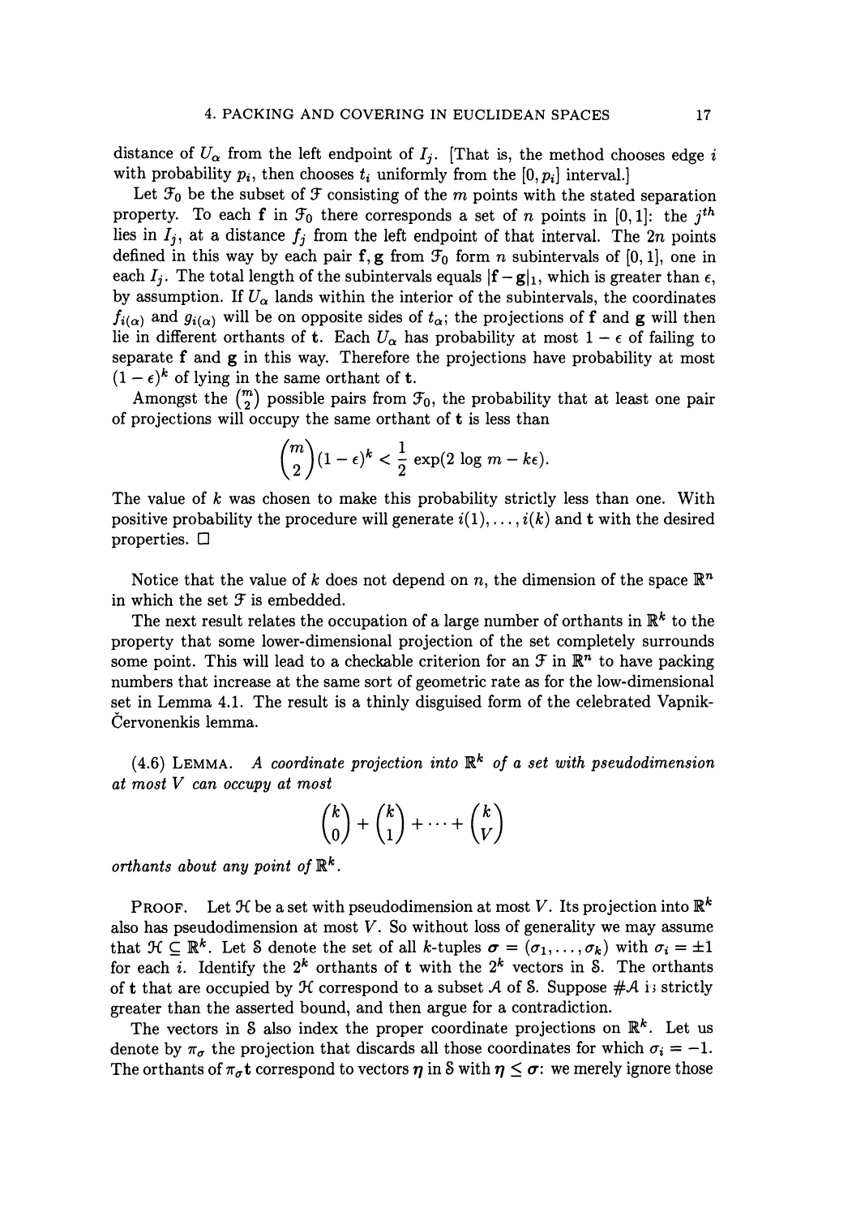distance of $U_\alpha$ from the left endpoint of $I_j$. [That is, the method chooses edge $i$ with probability $p_i$, then chooses $t_i$ uniformly from the $[0, p_i]$ interval.]

Let $\mathcal{F}_0$ be the subset of $\mathcal{F}$ consisting of the $m$ points with the stated separation property. To each $\mathbf{f}$ in $\mathcal{F}_0$ there corresponds a set of $n$ points in $[0, 1]$: the $j^{th}$ lies in $I_j$, at a distance $f_j$ from the left endpoint of that interval. The $2n$ points defined in this way by each pair $\mathbf{f}, \mathbf{g}$ from $\mathcal{F}_0$ form $n$ subintervals of $[0, 1]$, one in each $I_j$. The total length of the subintervals equals $|\mathbf{f} - \mathbf{g}|_1$, which is greater than $\epsilon$, by assumption. If $U_\alpha$ lands within the interior of the subintervals, the coordinates $f_{i(\alpha)}$ and $g_{i(\alpha)}$ will be on opposite sides of $t_\alpha$; the projections of $\mathbf{f}$ and $\mathbf{g}$ will then lie in different orthants of $\mathbf{t}$. Each $U_\alpha$ has probability at most $1 - \epsilon$ of failing to separate $\mathbf{f}$ and $\mathbf{g}$ in this way. Therefore the projections have probability at most $(1 - \epsilon)^k$ of lying in the same orthant of $\mathbf{t}$.

Amongst the $\binom{m}{2}$ possible pairs from $\mathcal{F}_0$, the probability that at least one pair of projections will occupy the same orthant of $\mathbf{t}$ is less than

$$\binom{m}{2}(1 - \epsilon)^k < \frac{1}{2} \exp(2 \log m - k\epsilon).$$

The value of $k$ was chosen to make this probability strictly less than one. With positive probability the procedure will generate $i(1), \ldots, i(k)$ and $\mathbf{t}$ with the desired properties. □

Notice that the value of $k$ does not depend on $n$, the dimension of the space $\mathbb{R}^n$ in which the set $\mathcal{F}$ is embedded.

The next result relates the occupation of a large number of orthants in $\mathbb{R}^k$ to the property that some lower-dimensional projection of the set completely surrounds some point. This will lead to a checkable criterion for an $\mathcal{F}$ in $\mathbb{R}^n$ to have packing numbers that increase at the same sort of geometric rate as for the low-dimensional set in Lemma 4.1. The result is a thinly disguised form of the celebrated Vapnik-Červonenkis lemma.

(4.6) LEMMA. *A coordinate projection into $\mathbb{R}^k$ of a set with pseudodimension at most $V$ can occupy at most*

$$\binom{k}{0} + \binom{k}{1} + \cdots + \binom{k}{V}$$

*orthants about any point of $\mathbb{R}^k$.*

PROOF. Let $\mathcal{H}$ be a set with pseudodimension at most $V$. Its projection into $\mathbb{R}^k$ also has pseudodimension at most $V$. So without loss of generality we may assume that $\mathcal{H} \subseteq \mathbb{R}^k$. Let $\mathcal{S}$ denote the set of all $k$-tuples $\boldsymbol{\sigma} = (\sigma_1, \ldots, \sigma_k)$ with $\sigma_i = \pm 1$ for each $i$. Identify the $2^k$ orthants of $\mathbf{t}$ with the $2^k$ vectors in $\mathcal{S}$. The orthants of $\mathbf{t}$ that are occupied by $\mathcal{H}$ correspond to a subset $\mathcal{A}$ of $\mathcal{S}$. Suppose $\#\mathcal{A}$ is strictly greater than the asserted bound, and then argue for a contradiction.

The vectors in $\mathcal{S}$ also index the proper coordinate projections on $\mathbb{R}^k$. Let us denote by $\pi_\sigma$ the projection that discards all those coordinates for which $\sigma_i = -1$. The orthants of $\pi_\sigma \mathbf{t}$ correspond to vectors $\boldsymbol{\eta}$ in $\mathcal{S}$ with $\boldsymbol{\eta} \leq \boldsymbol{\sigma}$: we merely ignore those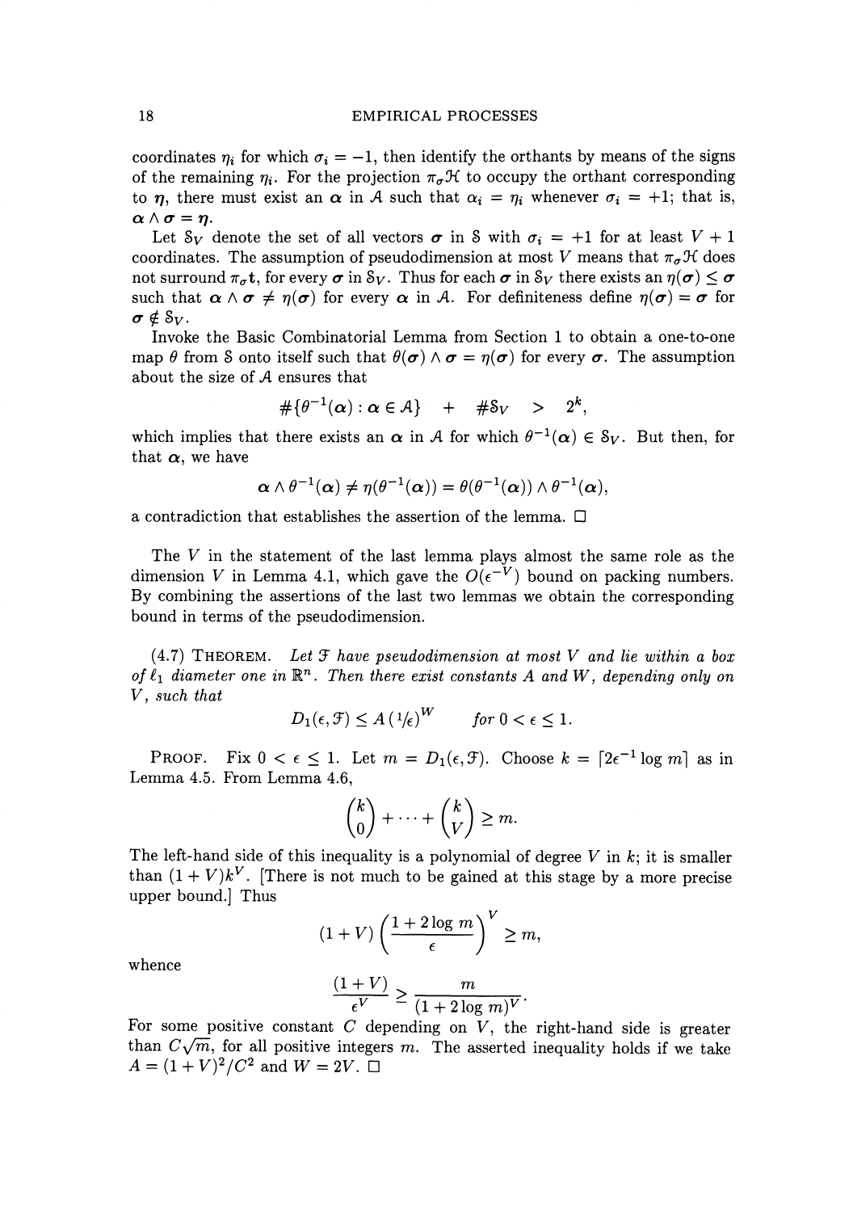coordinates $\eta_i$ for which $\sigma_i = -1$, then identify the orthants by means of the signs of the remaining $\eta_i$. For the projection $\pi_\sigma \mathcal{H}$ to occupy the orthant corresponding to $\boldsymbol{\eta}$, there must exist an $\boldsymbol{\alpha}$ in $\mathcal{A}$ such that $\alpha_i = \eta_i$ whenever $\sigma_i = +1$; that is, $\boldsymbol{\alpha} \wedge \boldsymbol{\sigma} = \boldsymbol{\eta}$.

Let $\mathcal{S}_V$ denote the set of all vectors $\boldsymbol{\sigma}$ in $\mathcal{S}$ with $\sigma_i = +1$ for at least $V+1$ coordinates. The assumption of pseudodimension at most $V$ means that $\pi_\sigma \mathcal{H}$ does not surround $\pi_\sigma \mathbf{t}$, for every $\boldsymbol{\sigma}$ in $\mathcal{S}_V$. Thus for each $\boldsymbol{\sigma}$ in $\mathcal{S}_V$ there exists an $\eta(\boldsymbol{\sigma}) \leq \boldsymbol{\sigma}$ such that $\boldsymbol{\alpha} \wedge \boldsymbol{\sigma} \neq \eta(\boldsymbol{\sigma})$ for every $\boldsymbol{\alpha}$ in $\mathcal{A}$. For definiteness define $\eta(\boldsymbol{\sigma}) = \boldsymbol{\sigma}$ for $\boldsymbol{\sigma} \notin \mathcal{S}_V$.

Invoke the Basic Combinatorial Lemma from Section 1 to obtain a one-to-one map $\theta$ from $\mathcal{S}$ onto itself such that $\theta(\boldsymbol{\sigma}) \wedge \boldsymbol{\sigma} = \eta(\boldsymbol{\sigma})$ for every $\boldsymbol{\sigma}$. The assumption about the size of $\mathcal{A}$ ensures that

$$\#\{\theta^{-1}(\boldsymbol{\alpha}) : \boldsymbol{\alpha} \in \mathcal{A}\} \quad + \quad \#\mathcal{S}_V \quad > \quad 2^k,$$

which implies that there exists an $\boldsymbol{\alpha}$ in $\mathcal{A}$ for which $\theta^{-1}(\boldsymbol{\alpha}) \in \mathcal{S}_V$. But then, for that $\boldsymbol{\alpha}$, we have

$$\boldsymbol{\alpha} \wedge \theta^{-1}(\boldsymbol{\alpha}) \neq \eta(\theta^{-1}(\boldsymbol{\alpha})) = \theta(\theta^{-1}(\boldsymbol{\alpha})) \wedge \theta^{-1}(\boldsymbol{\alpha}),$$

a contradiction that establishes the assertion of the lemma. □

The $V$ in the statement of the last lemma plays almost the same role as the dimension $V$ in Lemma 4.1, which gave the $O(\epsilon^{-V})$ bound on packing numbers. By combining the assertions of the last two lemmas we obtain the corresponding bound in terms of the pseudodimension.

(4.7) THEOREM. *Let $\mathcal{F}$ have pseudodimension at most $V$ and lie within a box of $\ell_1$ diameter one in $\mathbb{R}^n$. Then there exist constants $A$ and $W$, depending only on $V$, such that*

$$D_1(\epsilon, \mathcal{F}) \leq A\,(1/\epsilon)^W \qquad \textit{for } 0 < \epsilon \leq 1.$$

PROOF. Fix $0 < \epsilon \leq 1$. Let $m = D_1(\epsilon, \mathcal{F})$. Choose $k = \lceil 2\epsilon^{-1} \log m \rceil$ as in Lemma 4.5. From Lemma 4.6,

$$\binom{k}{0} + \cdots + \binom{k}{V} \geq m.$$

The left-hand side of this inequality is a polynomial of degree $V$ in $k$; it is smaller than $(1+V)k^V$. [There is not much to be gained at this stage by a more precise upper bound.] Thus

$$(1+V)\left(\frac{1 + 2\log m}{\epsilon}\right)^V \geq m,$$

whence

$$\frac{(1+V)}{\epsilon^V} \geq \frac{m}{(1 + 2\log m)^V}.$$

For some positive constant $C$ depending on $V$, the right-hand side is greater than $C\sqrt{m}$, for all positive integers $m$. The asserted inequality holds if we take $A = (1+V)^2/C^2$ and $W = 2V$. □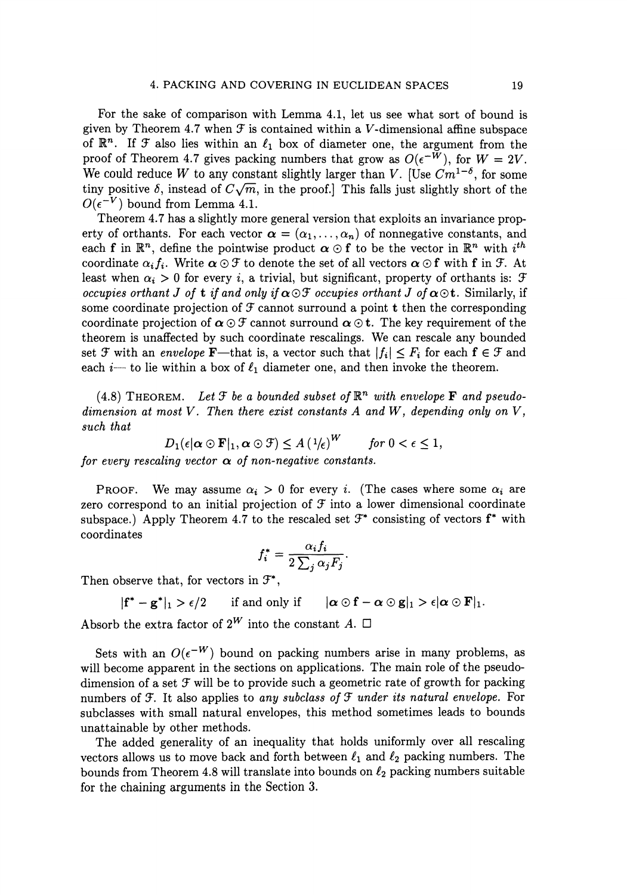For the sake of comparison with Lemma 4.1, let us see what sort of bound is given by Theorem 4.7 when $\mathcal{F}$ is contained within a $V$-dimensional affine subspace of $\mathbb{R}^n$. If $\mathcal{F}$ also lies within an $\ell_1$ box of diameter one, the argument from the proof of Theorem 4.7 gives packing numbers that grow as $O(\epsilon^{-W})$, for $W = 2V$. We could reduce $W$ to any constant slightly larger than $V$. [Use $Cm^{1-\delta}$, for some tiny positive $\delta$, instead of $C\sqrt{m}$, in the proof.] This falls just slightly short of the $O(\epsilon^{-V})$ bound from Lemma 4.1.

Theorem 4.7 has a slightly more general version that exploits an invariance property of orthants. For each vector $\boldsymbol{\alpha} = (\alpha_1, \ldots, \alpha_n)$ of nonnegative constants, and each $\mathbf{f}$ in $\mathbb{R}^n$, define the pointwise product $\boldsymbol{\alpha} \odot \mathbf{f}$ to be the vector in $\mathbb{R}^n$ with $i^{th}$ coordinate $\alpha_i f_i$. Write $\boldsymbol{\alpha} \odot \mathcal{F}$ to denote the set of all vectors $\boldsymbol{\alpha} \odot \mathbf{f}$ with $\mathbf{f}$ in $\mathcal{F}$. At least when $\alpha_i > 0$ for every $i$, a trivial, but significant, property of orthants is: *$\mathcal{F}$ occupies orthant $J$ of $\mathbf{t}$ if and only if $\boldsymbol{\alpha} \odot \mathcal{F}$ occupies orthant $J$ of $\boldsymbol{\alpha} \odot \mathbf{t}$.* Similarly, if some coordinate projection of $\mathcal{F}$ cannot surround a point $\mathbf{t}$ then the corresponding coordinate projection of $\boldsymbol{\alpha} \odot \mathcal{F}$ cannot surround $\boldsymbol{\alpha} \odot \mathbf{t}$. The key requirement of the theorem is unaffected by such coordinate rescalings. We can rescale any bounded set $\mathcal{F}$ with an *envelope* $\mathbf{F}$—that is, a vector such that $|f_i| \le F_i$ for each $\mathbf{f} \in \mathcal{F}$ and each $i$— to lie within a box of $\ell_1$ diameter one, and then invoke the theorem.

(4.8) THEOREM. *Let $\mathcal{F}$ be a bounded subset of $\mathbb{R}^n$ with envelope $\mathbf{F}$ and pseudo-dimension at most $V$. Then there exist constants $A$ and $W$, depending only on $V$, such that*

$$D_1(\epsilon|\boldsymbol{\alpha} \odot \mathbf{F}|_1, \boldsymbol{\alpha} \odot \mathcal{F}) \le A\left(1/\epsilon\right)^W \qquad \text{for } 0 < \epsilon \le 1,$$

*for every rescaling vector $\boldsymbol{\alpha}$ of non-negative constants.*

PROOF. We may assume $\alpha_i > 0$ for every $i$. (The cases where some $\alpha_i$ are zero correspond to an initial projection of $\mathcal{F}$ into a lower dimensional coordinate subspace.) Apply Theorem 4.7 to the rescaled set $\mathcal{F}^*$ consisting of vectors $\mathbf{f}^*$ with coordinates

$$f_i^* = \frac{\alpha_i f_i}{2\sum_j \alpha_j F_j}.$$

Then observe that, for vectors in $\mathcal{F}^*$,

$$|\mathbf{f}^* - \mathbf{g}^*|_1 > \epsilon/2 \qquad \text{if and only if} \qquad |\boldsymbol{\alpha} \odot \mathbf{f} - \boldsymbol{\alpha} \odot \mathbf{g}|_1 > \epsilon|\boldsymbol{\alpha} \odot \mathbf{F}|_1.$$

Absorb the extra factor of $2^W$ into the constant $A$. □

Sets with an $O(\epsilon^{-W})$ bound on packing numbers arise in many problems, as will become apparent in the sections on applications. The main role of the pseudo-dimension of a set $\mathcal{F}$ will be to provide such a geometric rate of growth for packing numbers of $\mathcal{F}$. It also applies to *any subclass of $\mathcal{F}$ under its natural envelope.* For subclasses with small natural envelopes, this method sometimes leads to bounds unattainable by other methods.

The added generality of an inequality that holds uniformly over all rescaling vectors allows us to move back and forth between $\ell_1$ and $\ell_2$ packing numbers. The bounds from Theorem 4.8 will translate into bounds on $\ell_2$ packing numbers suitable for the chaining arguments in the Section 3.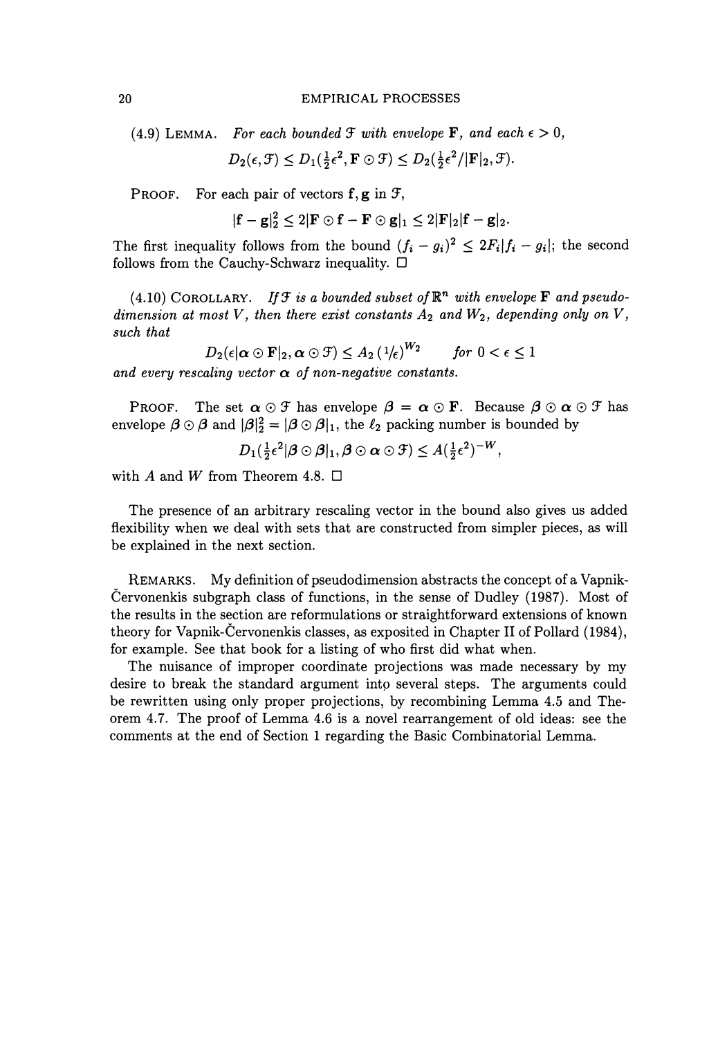(4.9) LEMMA. *For each bounded $\mathcal{F}$ with envelope $\mathbf{F}$, and each $\epsilon > 0$,*

$$D_2(\epsilon, \mathcal{F}) \leq D_1(\tfrac{1}{2}\epsilon^2, \mathbf{F} \odot \mathcal{F}) \leq D_2(\tfrac{1}{2}\epsilon^2/|\mathbf{F}|_2, \mathcal{F}).$$

PROOF. For each pair of vectors $\mathbf{f}, \mathbf{g}$ in $\mathcal{F}$,

$$|\mathbf{f} - \mathbf{g}|_2^2 \leq 2|\mathbf{F} \odot \mathbf{f} - \mathbf{F} \odot \mathbf{g}|_1 \leq 2|\mathbf{F}|_2|\mathbf{f} - \mathbf{g}|_2.$$

The first inequality follows from the bound $(f_i - g_i)^2 \leq 2F_i|f_i - g_i|$; the second follows from the Cauchy-Schwarz inequality. □

(4.10) COROLLARY. *If $\mathcal{F}$ is a bounded subset of $\mathbb{R}^n$ with envelope $\mathbf{F}$ and pseudodimension at most $V$, then there exist constants $A_2$ and $W_2$, depending only on $V$, such that*

$$D_2(\epsilon|\boldsymbol{\alpha} \odot \mathbf{F}|_2, \boldsymbol{\alpha} \odot \mathcal{F}) \leq A_2\,(1/\epsilon)^{W_2} \qquad \text{for } 0 < \epsilon \leq 1$$

*and every rescaling vector $\boldsymbol{\alpha}$ of non-negative constants.*

PROOF. The set $\boldsymbol{\alpha} \odot \mathcal{F}$ has envelope $\boldsymbol{\beta} = \boldsymbol{\alpha} \odot \mathbf{F}$. Because $\boldsymbol{\beta} \odot \boldsymbol{\alpha} \odot \mathcal{F}$ has envelope $\boldsymbol{\beta} \odot \boldsymbol{\beta}$ and $|\boldsymbol{\beta}|_2^2 = |\boldsymbol{\beta} \odot \boldsymbol{\beta}|_1$, the $\ell_2$ packing number is bounded by

$$D_1(\tfrac{1}{2}\epsilon^2|\boldsymbol{\beta} \odot \boldsymbol{\beta}|_1, \boldsymbol{\beta} \odot \boldsymbol{\alpha} \odot \mathcal{F}) \leq A(\tfrac{1}{2}\epsilon^2)^{-W},$$

with $A$ and $W$ from Theorem 4.8. □

The presence of an arbitrary rescaling vector in the bound also gives us added flexibility when we deal with sets that are constructed from simpler pieces, as will be explained in the next section.

REMARKS. My definition of pseudodimension abstracts the concept of a Vapnik-Červonenkis subgraph class of functions, in the sense of Dudley (1987). Most of the results in the section are reformulations or straightforward extensions of known theory for Vapnik-Červonenkis classes, as exposited in Chapter II of Pollard (1984), for example. See that book for a listing of who first did what when.

The nuisance of improper coordinate projections was made necessary by my desire to break the standard argument into several steps. The arguments could be rewritten using only proper projections, by recombining Lemma 4.5 and Theorem 4.7. The proof of Lemma 4.6 is a novel rearrangement of old ideas: see the comments at the end of Section 1 regarding the Basic Combinatorial Lemma.